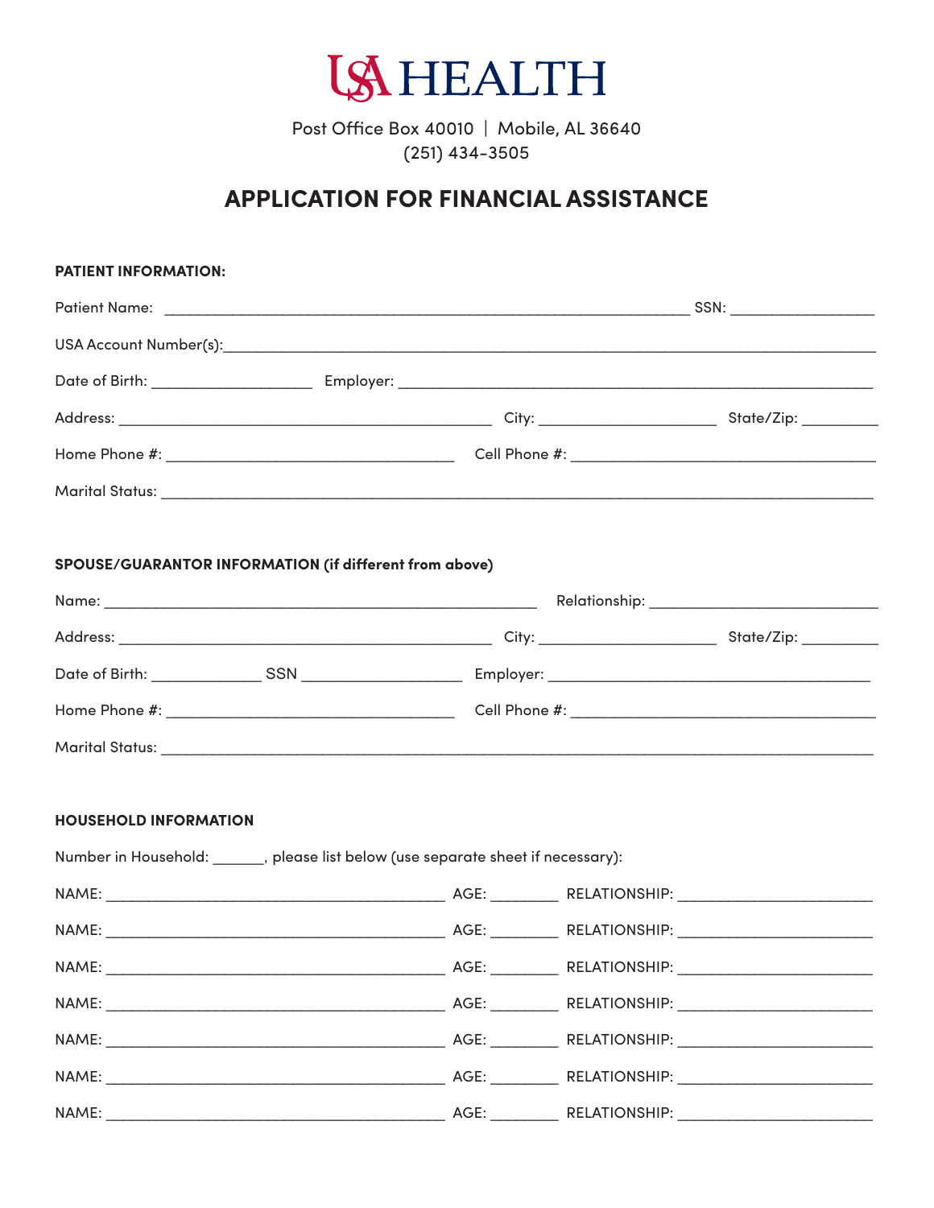# USA HEALTH

Post Office Box 40010 | Mobile, AL 36640
(251) 434-3505

## APPLICATION FOR FINANCIAL ASSISTANCE

**PATIENT INFORMATION:**

Patient Name: ______________________________________________ SSN: ______________

USA Account Number(s):_____________________________________________________________

Date of Birth: ______________ Employer: _____________________________________________

Address: _________________________________ City: ________________ State/Zip: _______

Home Phone #: __________________________ Cell Phone #: ___________________________

Marital Status: _____________________________________________________________________

**SPOUSE/GUARANTOR INFORMATION (if different from above)**

Name: ______________________________________ Relationship: ______________________

Address: _________________________________ City: ________________ State/Zip: _______

Date of Birth: __________ SSN _______________ Employer: ______________________________

Home Phone #: __________________________ Cell Phone #: ___________________________

Marital Status: _____________________________________________________________________

**HOUSEHOLD INFORMATION**

Number in Household: ______, please list below (use separate sheet if necessary):

NAME: ________________________________ AGE: ______ RELATIONSHIP: __________________

NAME: ________________________________ AGE: ______ RELATIONSHIP: __________________

NAME: ________________________________ AGE: ______ RELATIONSHIP: __________________

NAME: ________________________________ AGE: ______ RELATIONSHIP: __________________

NAME: ________________________________ AGE: ______ RELATIONSHIP: __________________

NAME: ________________________________ AGE: ______ RELATIONSHIP: __________________

NAME: ________________________________ AGE: ______ RELATIONSHIP: __________________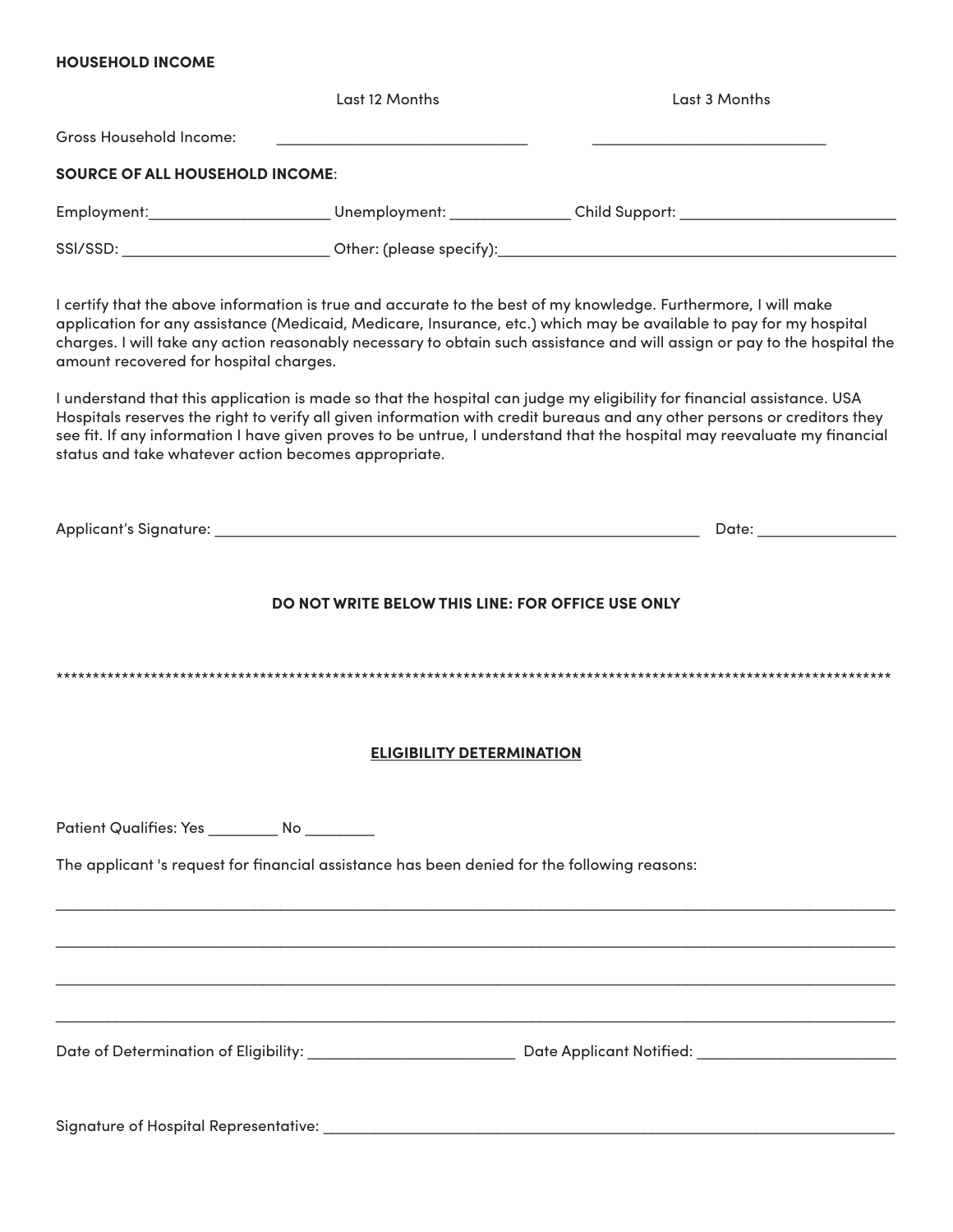**HOUSEHOLD INCOME**

| | Last 12 Months | Last 3 Months |
|---|---|---|
| Gross Household Income: | ______________________________ | ____________________________ |

**SOURCE OF ALL HOUSEHOLD INCOME**:

Employment:_____________________ Unemployment: ______________ Child Support: __________________________

SSI/SSD: _________________________ Other: (please specify):_______________________________________________

I certify that the above information is true and accurate to the best of my knowledge. Furthermore, I will make application for any assistance (Medicaid, Medicare, Insurance, etc.) which may be available to pay for my hospital charges. I will take any action reasonably necessary to obtain such assistance and will assign or pay to the hospital the amount recovered for hospital charges.

I understand that this application is made so that the hospital can judge my eligibility for financial assistance. USA Hospitals reserves the right to verify all given information with credit bureaus and any other persons or creditors they see fit. If any information I have given proves to be untrue, I understand that the hospital may reevaluate my financial status and take whatever action becomes appropriate.

Applicant's Signature: __________________________________________________________ Date: ________________

**DO NOT WRITE BELOW THIS LINE: FOR OFFICE USE ONLY**

*******************************************************************************************************************

**ELIGIBILITY DETERMINATION**

Patient Qualifies: Yes ________ No ________

The applicant 's request for financial assistance has been denied for the following reasons:

_____________________________________________________________________________________________

_____________________________________________________________________________________________

_____________________________________________________________________________________________

_____________________________________________________________________________________________

Date of Determination of Eligibility: ________________________ Date Applicant Notified: ________________________

Signature of Hospital Representative: _____________________________________________________________________